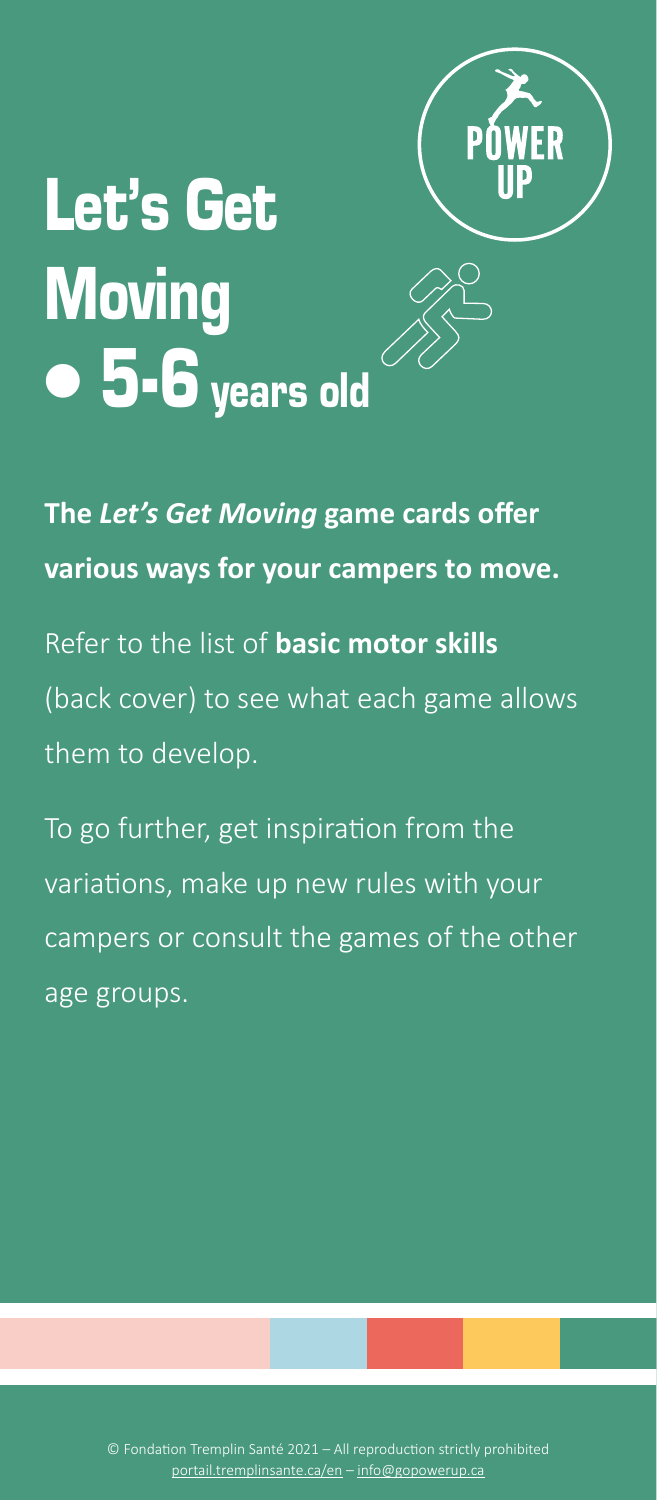# Let's Get Moving • 5-6 years old

POWER UP

**The *Let's Get Moving* game cards offer various ways for your campers to move.**

Refer to the list of **basic motor skills** (back cover) to see what each game allows them to develop.

To go further, get inspiration from the variations, make up new rules with your campers or consult the games of the other age groups.

© Fondation Tremplin Santé 2021 – All reproduction strictly prohibited
portail.tremplinsante.ca/en – info@gopowerup.ca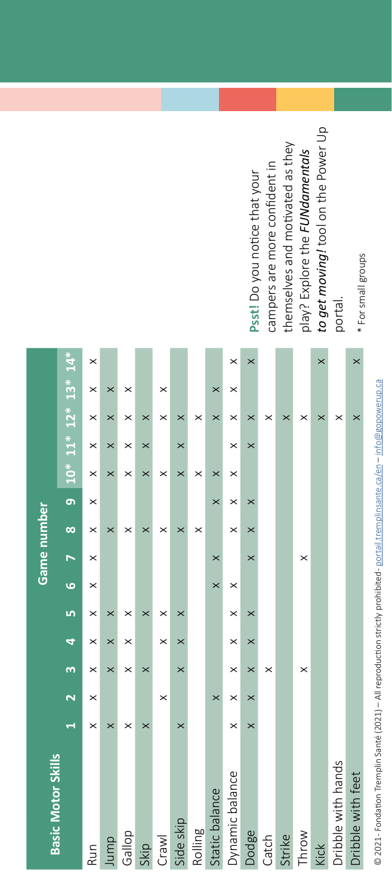| Basic Motor Skills | Game number | | | | | | | | | | | | | |
|---|---|---|---|---|---|---|---|---|---|---|---|---|---|---|
| | **1** | **2** | **3** | **4** | **5** | **6** | **7** | **8** | **9** | **10*** | **11*** | **12*** | **13*** | **14*** |
| Run | × | × | × | × | × | × | × | × | × | × | × | × | × | × |
| Jump | × | | × | × | × | | | × | | × | × | × | × | |
| Gallop | × | | × | × | × | | | × | | × | × | × | × | |
| Skip | × | | × | | × | | | × | | × | × | × | | |
| Crawl | | × | | × | × | | | × | | × | | × | × | |
| Side skip | × | | × | × | × | | | × | | × | × | × | | |
| Rolling | | | | | | | | × | | × | | × | | |
| Static balance | | × | | | | × | × | | × | × | | × | × | |
| Dynamic balance | × | × | × | × | × | × | | × | × | × | × | × | × | × |
| Dodge | × | × | × | × | × | | × | × | × | | × | × | | × |
| Catch | | | × | | | | | | | | | × | | |
| Strike | | | | | | | | | | | | × | | |
| Throw | | | × | | | | × | | | | | × | | |
| Kick | | | | | | | | | | | | × | | × |
| Dribble with hands | | | | | | | | | | | | × | | |
| Dribble with feet | | | | | | | | | | | | × | | × |

**Psst!** Do you notice that your campers are more confident in themselves and motivated as they play? Explore the ***FUNdamentals to get moving!*** tool on the Power Up portal.

\* For small groups

© 2021 - Fondation Tremplin Santé (2021) – All reproduction strictly prohibited - portail.tremplinsante.ca/en – info@gopowerup.ca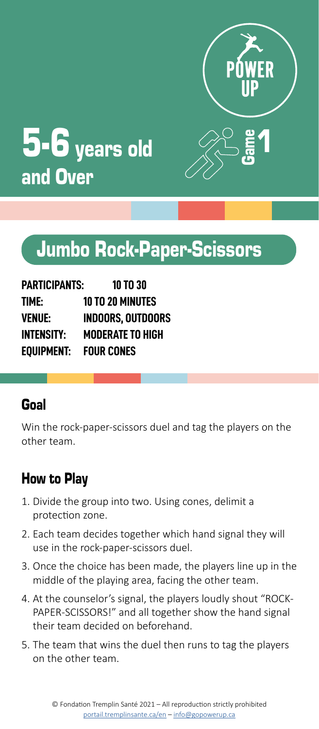POWER UP

# 5-6 years old and Over

Game 1

## Jumbo Rock-Paper-Scissors

**PARTICIPANTS:** 10 TO 30
**TIME:** 10 TO 20 MINUTES
**VENUE:** INDOORS, OUTDOORS
**INTENSITY:** MODERATE TO HIGH
**EQUIPMENT:** FOUR CONES

### Goal

Win the rock-paper-scissors duel and tag the players on the other team.

### How to Play

1. Divide the group into two. Using cones, delimit a protection zone.
2. Each team decides together which hand signal they will use in the rock-paper-scissors duel.
3. Once the choice has been made, the players line up in the middle of the playing area, facing the other team.
4. At the counselor's signal, the players loudly shout "ROCK-PAPER-SCISSORS!" and all together show the hand signal their team decided on beforehand.
5. The team that wins the duel then runs to tag the players on the other team.

© Fondation Tremplin Santé 2021 – All reproduction strictly prohibited
portail.tremplinsante.ca/en – info@gopowerup.ca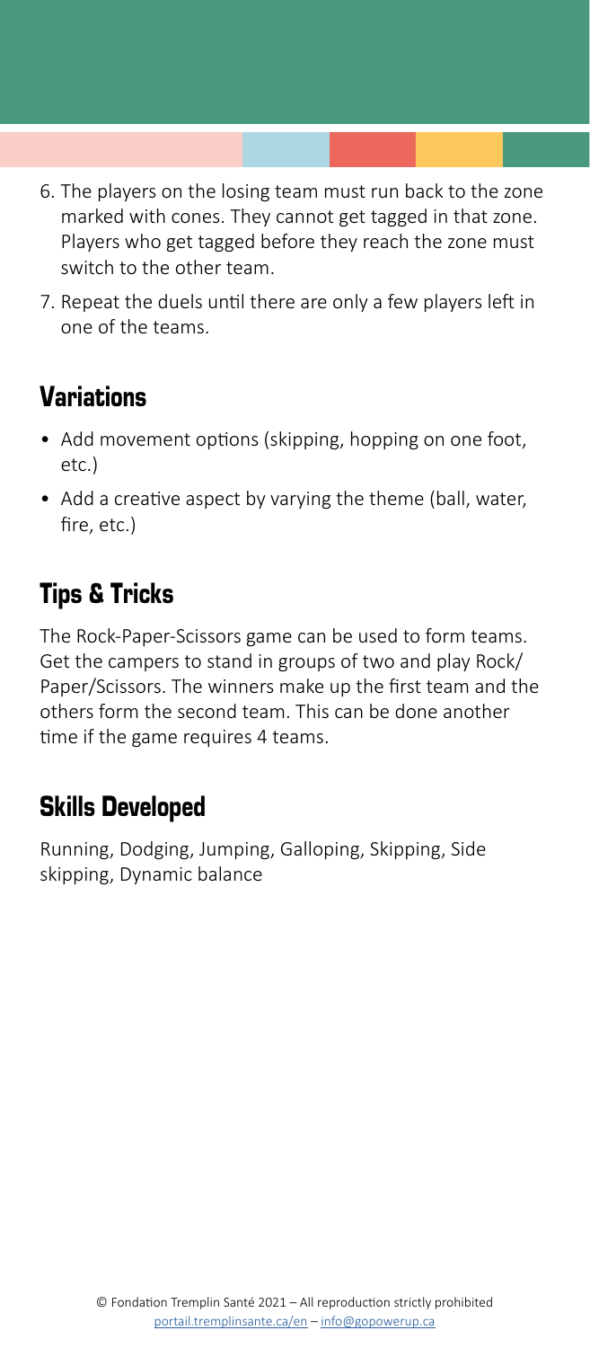6. The players on the losing team must run back to the zone marked with cones. They cannot get tagged in that zone. Players who get tagged before they reach the zone must switch to the other team.
7. Repeat the duels until there are only a few players left in one of the teams.

## Variations

- Add movement options (skipping, hopping on one foot, etc.)
- Add a creative aspect by varying the theme (ball, water, fire, etc.)

## Tips & Tricks

The Rock-Paper-Scissors game can be used to form teams. Get the campers to stand in groups of two and play Rock/Paper/Scissors. The winners make up the first team and the others form the second team. This can be done another time if the game requires 4 teams.

## Skills Developed

Running, Dodging, Jumping, Galloping, Skipping, Side skipping, Dynamic balance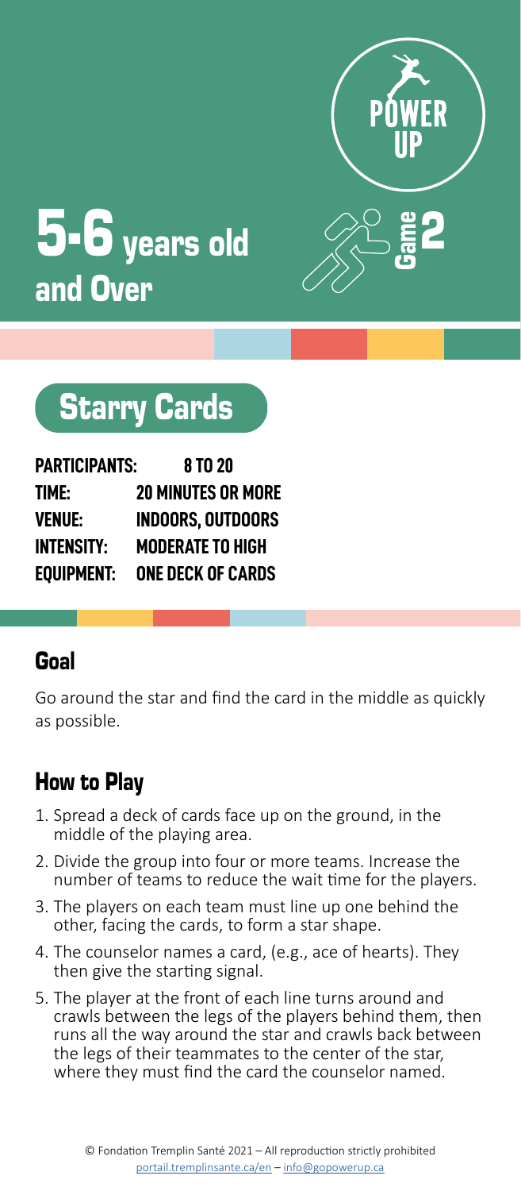# 5-6 years old and Over

POWER UP

Game 2

## Starry Cards

| | |
|---|---|
| **PARTICIPANTS:** | **8 TO 20** |
| **TIME:** | **20 MINUTES OR MORE** |
| **VENUE:** | **INDOORS, OUTDOORS** |
| **INTENSITY:** | **MODERATE TO HIGH** |
| **EQUIPMENT:** | **ONE DECK OF CARDS** |

### Goal

Go around the star and find the card in the middle as quickly as possible.

### How to Play

1. Spread a deck of cards face up on the ground, in the middle of the playing area.
2. Divide the group into four or more teams. Increase the number of teams to reduce the wait time for the players.
3. The players on each team must line up one behind the other, facing the cards, to form a star shape.
4. The counselor names a card, (e.g., ace of hearts). They then give the starting signal.
5. The player at the front of each line turns around and crawls between the legs of the players behind them, then runs all the way around the star and crawls back between the legs of their teammates to the center of the star, where they must find the card the counselor named.

© Fondation Tremplin Santé 2021 – All reproduction strictly prohibited
portail.tremplinsante.ca/en – info@gopowerup.ca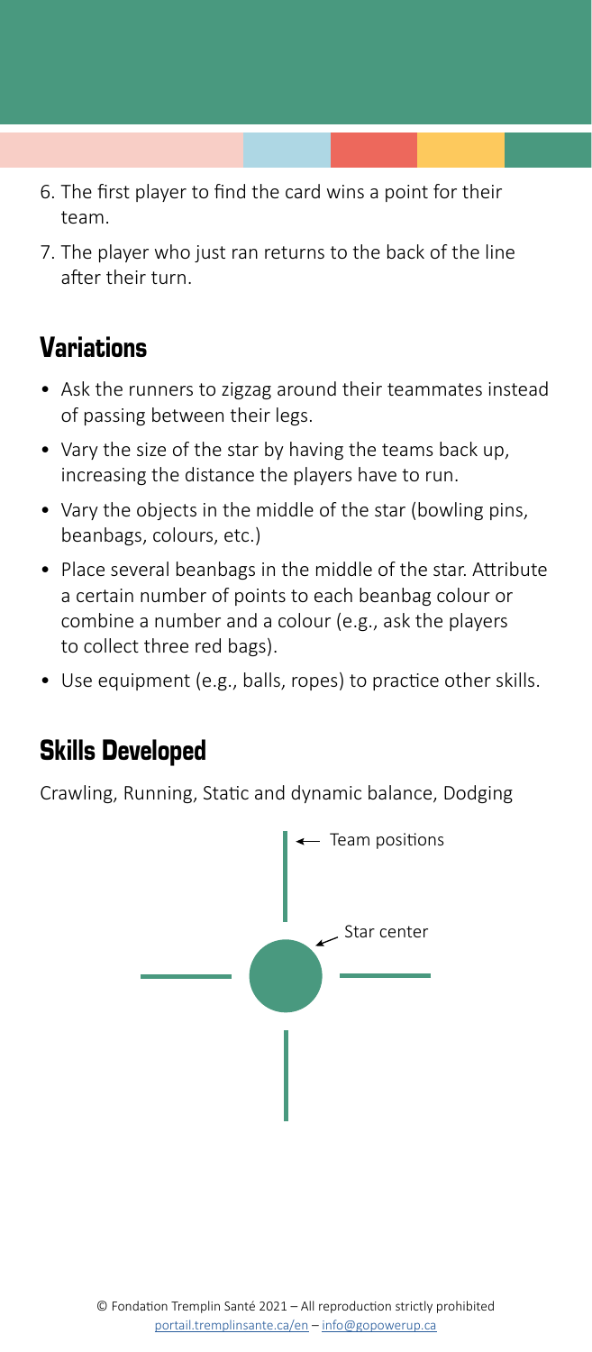6. The first player to find the card wins a point for their team.
7. The player who just ran returns to the back of the line after their turn.

## Variations

- Ask the runners to zigzag around their teammates instead of passing between their legs.
- Vary the size of the star by having the teams back up, increasing the distance the players have to run.
- Vary the objects in the middle of the star (bowling pins, beanbags, colours, etc.)
- Place several beanbags in the middle of the star. Attribute a certain number of points to each beanbag colour or combine a number and a colour (e.g., ask the players to collect three red bags).
- Use equipment (e.g., balls, ropes) to practice other skills.

## Skills Developed

Crawling, Running, Static and dynamic balance, Dodging

Team positions

Star center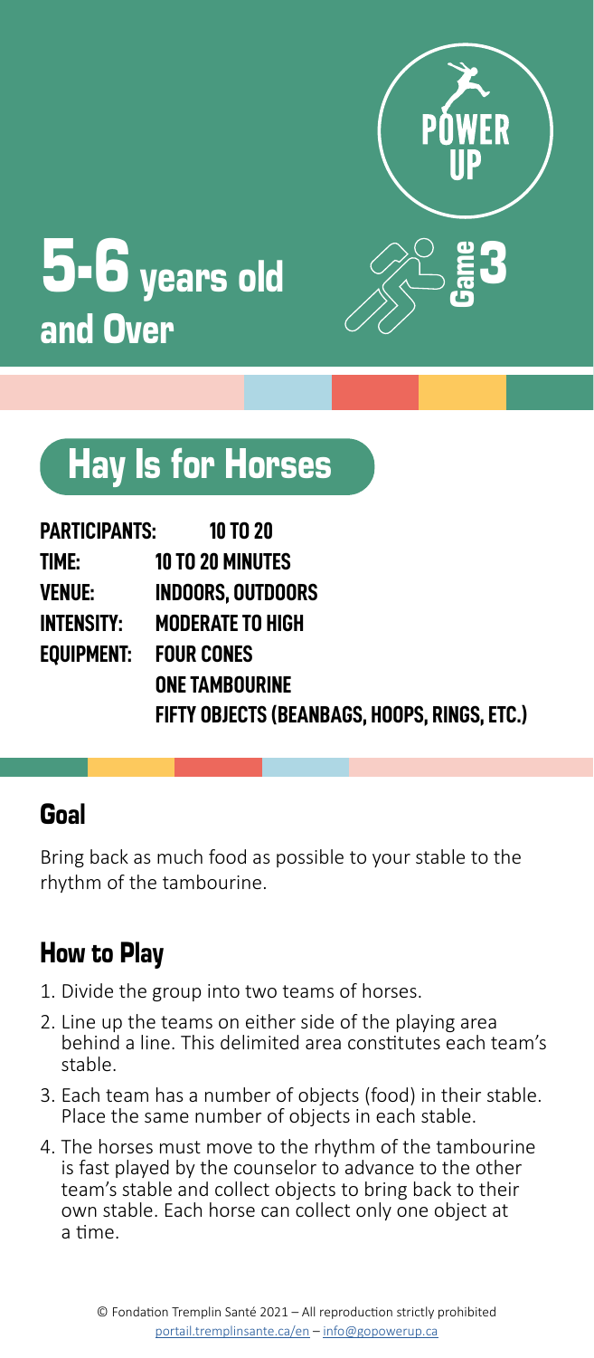# 5-6 years old and Over

POWER UP

Game 3

## Hay Is for Horses

**PARTICIPANTS:** 10 TO 20
**TIME:** 10 TO 20 MINUTES
**VENUE:** INDOORS, OUTDOORS
**INTENSITY:** MODERATE TO HIGH
**EQUIPMENT:** FOUR CONES
ONE TAMBOURINE
FIFTY OBJECTS (BEANBAGS, HOOPS, RINGS, ETC.)

### Goal

Bring back as much food as possible to your stable to the rhythm of the tambourine.

### How to Play

1. Divide the group into two teams of horses.
2. Line up the teams on either side of the playing area behind a line. This delimited area constitutes each team's stable.
3. Each team has a number of objects (food) in their stable. Place the same number of objects in each stable.
4. The horses must move to the rhythm of the tambourine is fast played by the counselor to advance to the other team's stable and collect objects to bring back to their own stable. Each horse can collect only one object at a time.

© Fondation Tremplin Santé 2021 – All reproduction strictly prohibited
portail.tremplinsante.ca/en – info@gopowerup.ca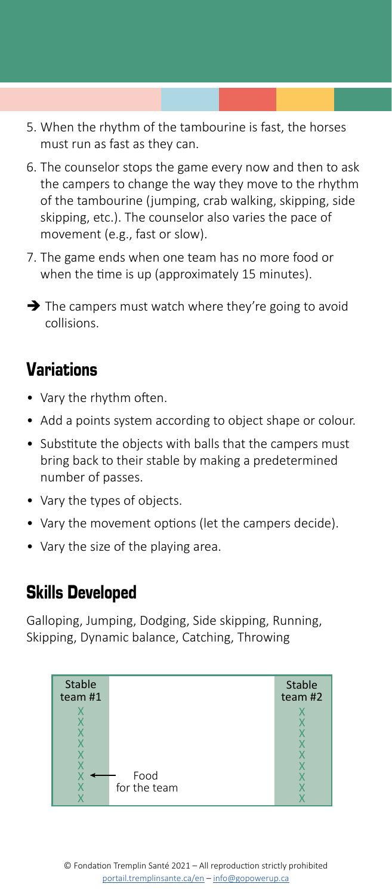5. When the rhythm of the tambourine is fast, the horses must run as fast as they can.
6. The counselor stops the game every now and then to ask the campers to change the way they move to the rhythm of the tambourine (jumping, crab walking, skipping, side skipping, etc.). The counselor also varies the pace of movement (e.g., fast or slow).
7. The game ends when one team has no more food or when the time is up (approximately 15 minutes).

➔ The campers must watch where they're going to avoid collisions.

## Variations

- Vary the rhythm often.
- Add a points system according to object shape or colour.
- Substitute the objects with balls that the campers must bring back to their stable by making a predetermined number of passes.
- Vary the types of objects.
- Vary the movement options (let the campers decide).
- Vary the size of the playing area.

## Skills Developed

Galloping, Jumping, Dodging, Side skipping, Running, Skipping, Dynamic balance, Catching, Throwing

| Stable team #1 | | Stable team #2 |
|---|---|---|
| X | | X |
| X | | X |
| X | | X |
| X | | X |
| X | | X |
| X | | X |
| X ← | Food for the team | X |
| X | | X |
| X | | X |

© Fondation Tremplin Santé 2021 – All reproduction strictly prohibited
portail.tremplinsante.ca/en – info@gopowerup.ca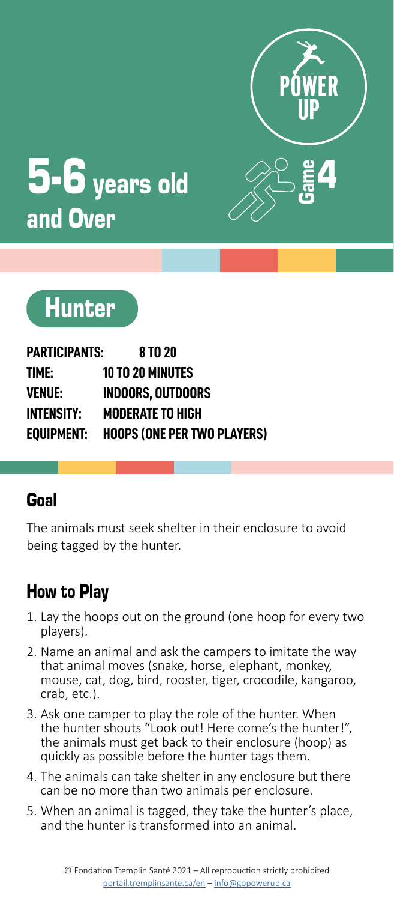# 5-6 years old and Over

POWER UP

Game 4

## Hunter

**PARTICIPANTS:** 8 TO 20
**TIME:** 10 TO 20 MINUTES
**VENUE:** INDOORS, OUTDOORS
**INTENSITY:** MODERATE TO HIGH
**EQUIPMENT:** HOOPS (ONE PER TWO PLAYERS)

### Goal

The animals must seek shelter in their enclosure to avoid being tagged by the hunter.

### How to Play

1. Lay the hoops out on the ground (one hoop for every two players).
2. Name an animal and ask the campers to imitate the way that animal moves (snake, horse, elephant, monkey, mouse, cat, dog, bird, rooster, tiger, crocodile, kangaroo, crab, etc.).
3. Ask one camper to play the role of the hunter. When the hunter shouts "Look out! Here come's the hunter!", the animals must get back to their enclosure (hoop) as quickly as possible before the hunter tags them.
4. The animals can take shelter in any enclosure but there can be no more than two animals per enclosure.
5. When an animal is tagged, they take the hunter's place, and the hunter is transformed into an animal.

© Fondation Tremplin Santé 2021 – All reproduction strictly prohibited
portail.tremplinsante.ca/en – info@gopowerup.ca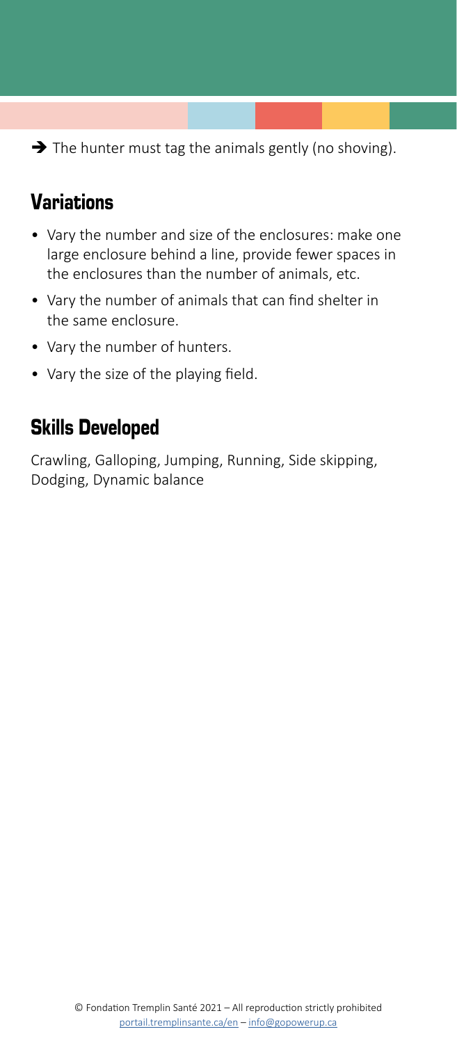→ The hunter must tag the animals gently (no shoving).

## Variations

- Vary the number and size of the enclosures: make one large enclosure behind a line, provide fewer spaces in the enclosures than the number of animals, etc.
- Vary the number of animals that can find shelter in the same enclosure.
- Vary the number of hunters.
- Vary the size of the playing field.

## Skills Developed

Crawling, Galloping, Jumping, Running, Side skipping, Dodging, Dynamic balance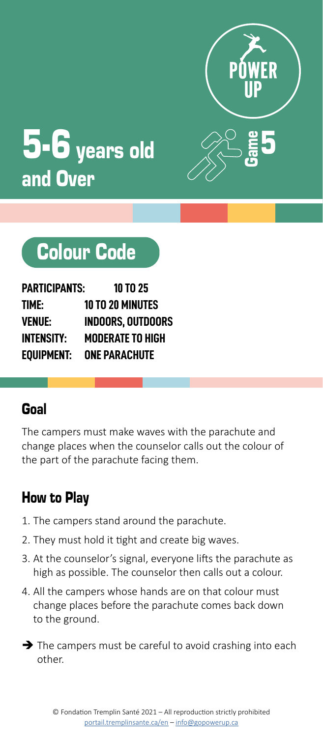# 5-6 years old and Over

POWER UP

Game 5

## Colour Code

**PARTICIPANTS:** 10 TO 25
**TIME:** 10 TO 20 MINUTES
**VENUE:** INDOORS, OUTDOORS
**INTENSITY:** MODERATE TO HIGH
**EQUIPMENT:** ONE PARACHUTE

### Goal

The campers must make waves with the parachute and change places when the counselor calls out the colour of the part of the parachute facing them.

### How to Play

1. The campers stand around the parachute.
2. They must hold it tight and create big waves.
3. At the counselor's signal, everyone lifts the parachute as high as possible. The counselor then calls out a colour.
4. All the campers whose hands are on that colour must change places before the parachute comes back down to the ground.

➔ The campers must be careful to avoid crashing into each other.

© Fondation Tremplin Santé 2021 – All reproduction strictly prohibited
portail.tremplinsante.ca/en – info@gopowerup.ca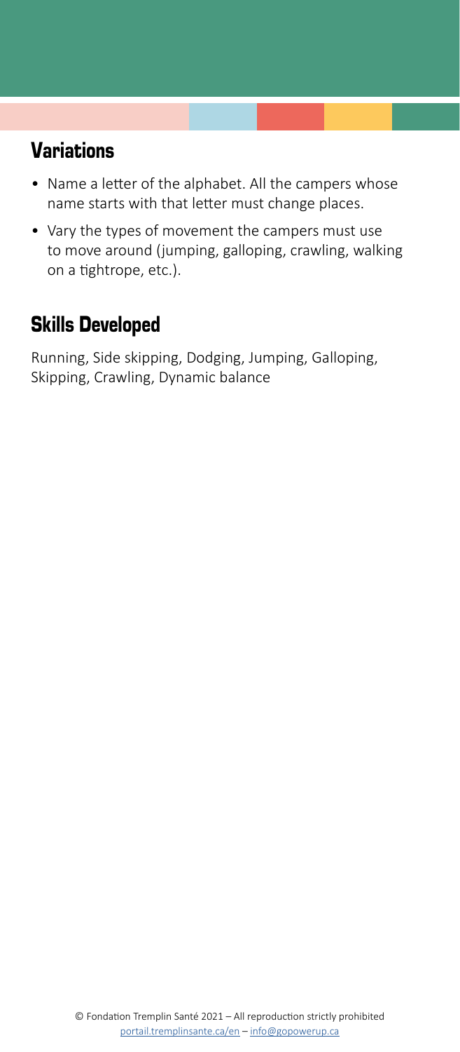## Variations

- Name a letter of the alphabet. All the campers whose name starts with that letter must change places.
- Vary the types of movement the campers must use to move around (jumping, galloping, crawling, walking on a tightrope, etc.).

## Skills Developed

Running, Side skipping, Dodging, Jumping, Galloping, Skipping, Crawling, Dynamic balance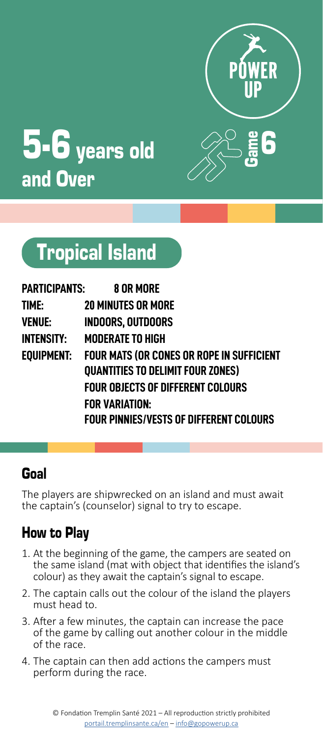POWER UP

# 5-6 years old and Over

Game 6

## Tropical Island

| | |
|---|---|
| **PARTICIPANTS:** | **8 OR MORE** |
| **TIME:** | **20 MINUTES OR MORE** |
| **VENUE:** | **INDOORS, OUTDOORS** |
| **INTENSITY:** | **MODERATE TO HIGH** |
| **EQUIPMENT:** | **FOUR MATS (OR CONES OR ROPE IN SUFFICIENT QUANTITIES TO DELIMIT FOUR ZONES)**<br>**FOUR OBJECTS OF DIFFERENT COLOURS**<br>**FOR VARIATION:**<br>**FOUR PINNIES/VESTS OF DIFFERENT COLOURS** |

### Goal

The players are shipwrecked on an island and must await the captain's (counselor) signal to try to escape.

### How to Play

1. At the beginning of the game, the campers are seated on the same island (mat with object that identifies the island's colour) as they await the captain's signal to escape.
2. The captain calls out the colour of the island the players must head to.
3. After a few minutes, the captain can increase the pace of the game by calling out another colour in the middle of the race.
4. The captain can then add actions the campers must perform during the race.

© Fondation Tremplin Santé 2021 – All reproduction strictly prohibited
portail.tremplinsante.ca/en – info@gopowerup.ca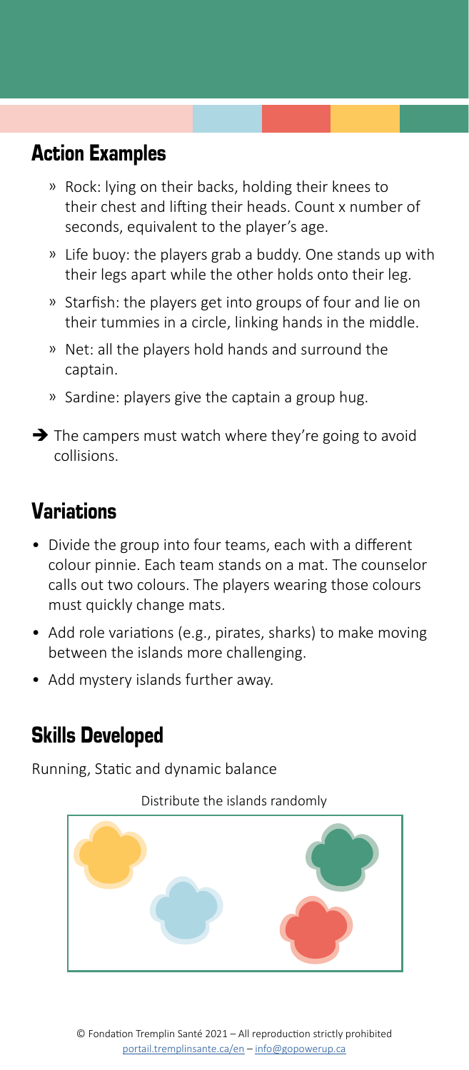## Action Examples

- Rock: lying on their backs, holding their knees to their chest and lifting their heads. Count x number of seconds, equivalent to the player's age.
- Life buoy: the players grab a buddy. One stands up with their legs apart while the other holds onto their leg.
- Starfish: the players get into groups of four and lie on their tummies in a circle, linking hands in the middle.
- Net: all the players hold hands and surround the captain.
- Sardine: players give the captain a group hug.

➔ The campers must watch where they're going to avoid collisions.

## Variations

- Divide the group into four teams, each with a different colour pinnie. Each team stands on a mat. The counselor calls out two colours. The players wearing those colours must quickly change mats.
- Add role variations (e.g., pirates, sharks) to make moving between the islands more challenging.
- Add mystery islands further away.

## Skills Developed

Running, Static and dynamic balance

Distribute the islands randomly

© Fondation Tremplin Santé 2021 – All reproduction strictly prohibited
portail.tremplinsante.ca/en – info@gopowerup.ca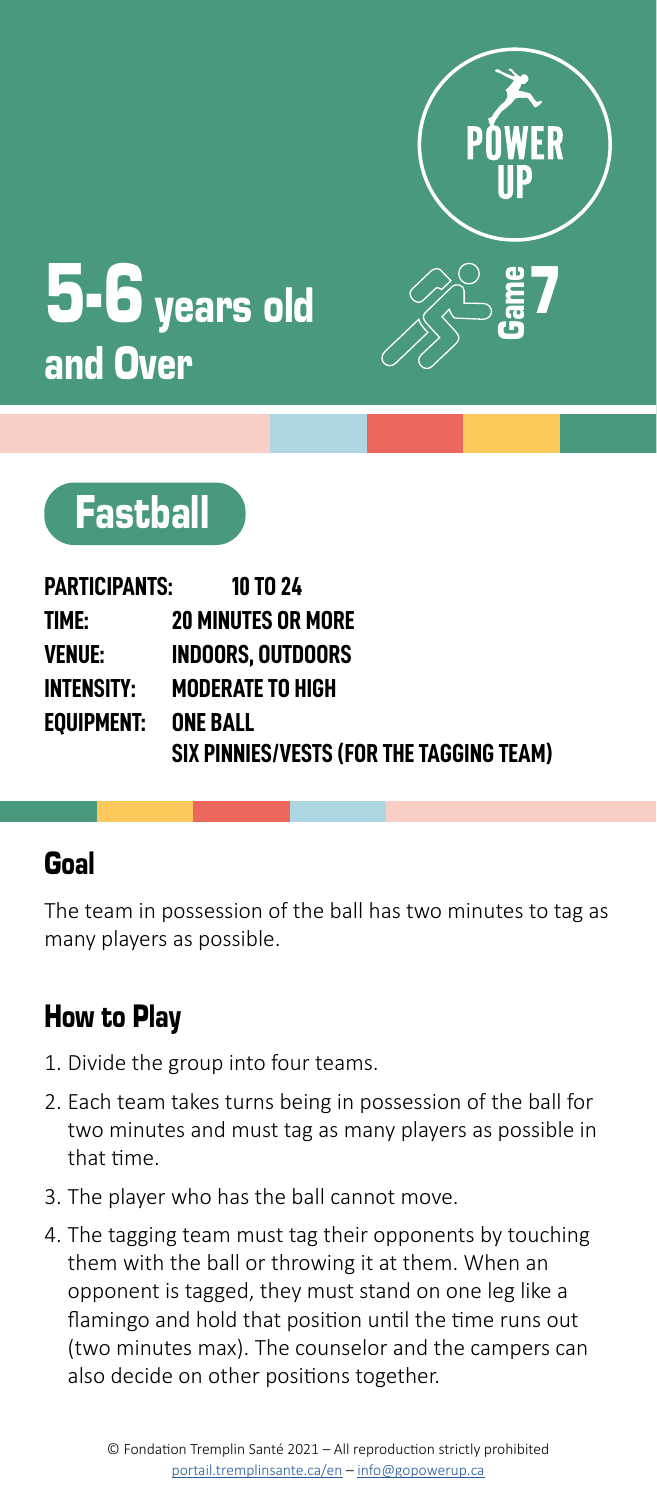POWER UP

# 5-6 years old and Over

Game 7

## Fastball

**PARTICIPANTS:** 10 TO 24
**TIME:** 20 MINUTES OR MORE
**VENUE:** INDOORS, OUTDOORS
**INTENSITY:** MODERATE TO HIGH
**EQUIPMENT:** ONE BALL
SIX PINNIES/VESTS (FOR THE TAGGING TEAM)

### Goal

The team in possession of the ball has two minutes to tag as many players as possible.

### How to Play

1. Divide the group into four teams.
2. Each team takes turns being in possession of the ball for two minutes and must tag as many players as possible in that time.
3. The player who has the ball cannot move.
4. The tagging team must tag their opponents by touching them with the ball or throwing it at them. When an opponent is tagged, they must stand on one leg like a flamingo and hold that position until the time runs out (two minutes max). The counselor and the campers can also decide on other positions together.

© Fondation Tremplin Santé 2021 – All reproduction strictly prohibited
portail.tremplinsante.ca/en – info@gopowerup.ca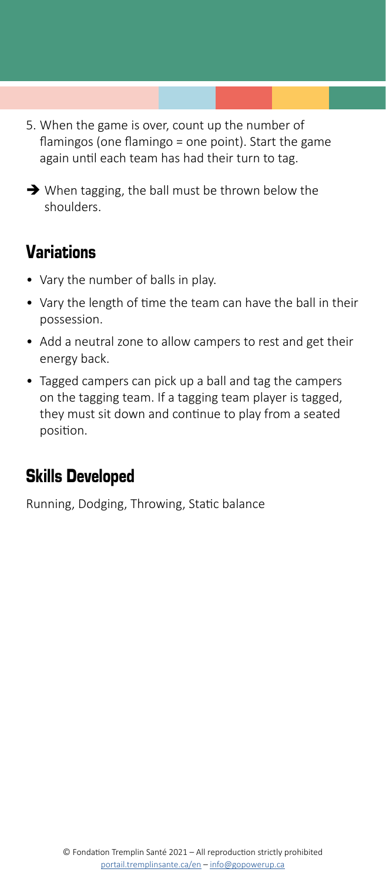5. When the game is over, count up the number of flamingos (one flamingo = one point). Start the game again until each team has had their turn to tag.

➔ When tagging, the ball must be thrown below the shoulders.

## Variations

- Vary the number of balls in play.
- Vary the length of time the team can have the ball in their possession.
- Add a neutral zone to allow campers to rest and get their energy back.
- Tagged campers can pick up a ball and tag the campers on the tagging team. If a tagging team player is tagged, they must sit down and continue to play from a seated position.

## Skills Developed

Running, Dodging, Throwing, Static balance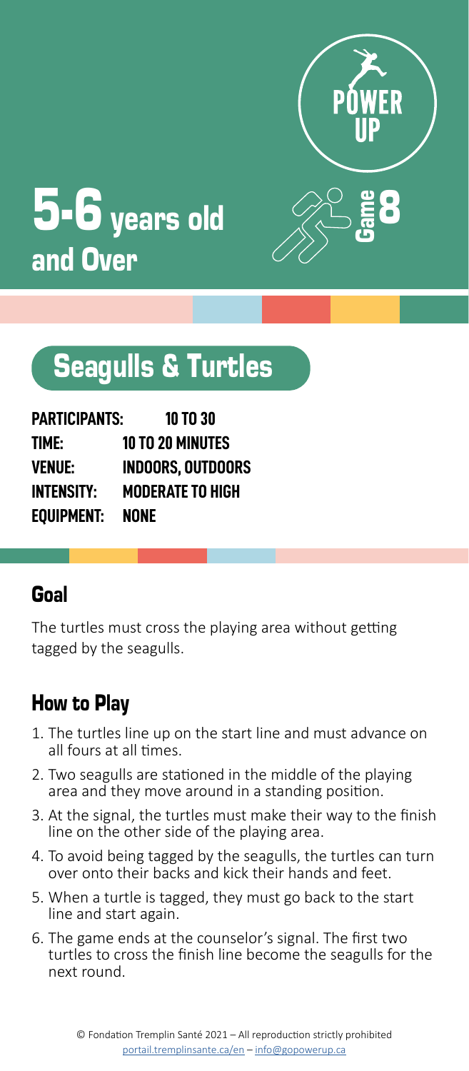POWER UP

# 5-6 years old and Over

Game 8

## Seagulls & Turtles

**PARTICIPANTS:** 10 TO 30
**TIME:** 10 TO 20 MINUTES
**VENUE:** INDOORS, OUTDOORS
**INTENSITY:** MODERATE TO HIGH
**EQUIPMENT:** NONE

### Goal

The turtles must cross the playing area without getting tagged by the seagulls.

### How to Play

1. The turtles line up on the start line and must advance on all fours at all times.
2. Two seagulls are stationed in the middle of the playing area and they move around in a standing position.
3. At the signal, the turtles must make their way to the finish line on the other side of the playing area.
4. To avoid being tagged by the seagulls, the turtles can turn over onto their backs and kick their hands and feet.
5. When a turtle is tagged, they must go back to the start line and start again.
6. The game ends at the counselor's signal. The first two turtles to cross the finish line become the seagulls for the next round.

© Fondation Tremplin Santé 2021 – All reproduction strictly prohibited
portail.tremplinsante.ca/en – info@gopowerup.ca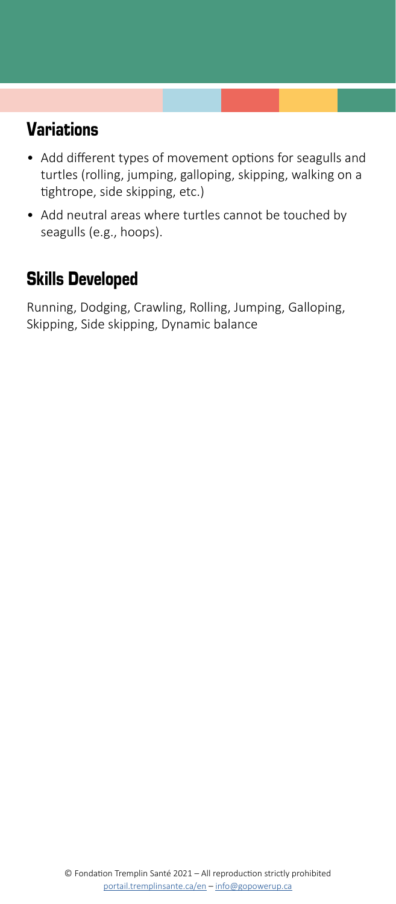## Variations

- Add different types of movement options for seagulls and turtles (rolling, jumping, galloping, skipping, walking on a tightrope, side skipping, etc.)
- Add neutral areas where turtles cannot be touched by seagulls (e.g., hoops).

## Skills Developed

Running, Dodging, Crawling, Rolling, Jumping, Galloping, Skipping, Side skipping, Dynamic balance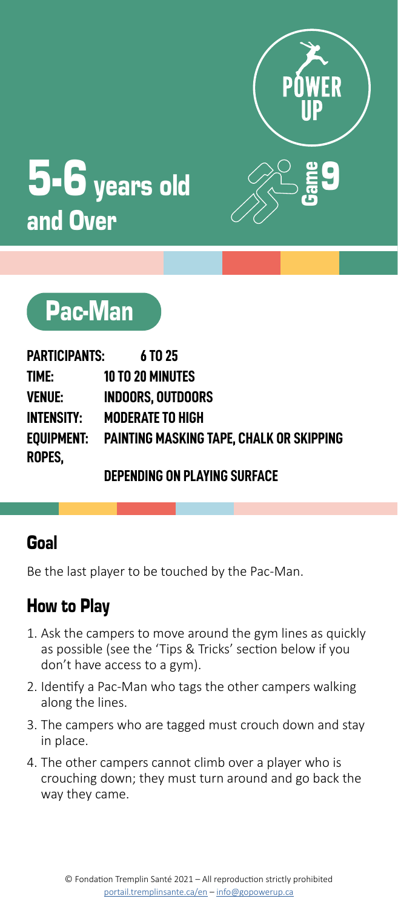# 5-6 years old and Over

POWER UP

Game 9

## Pac-Man

**PARTICIPANTS:** 6 TO 25
**TIME:** 10 TO 20 MINUTES
**VENUE:** INDOORS, OUTDOORS
**INTENSITY:** MODERATE TO HIGH
**EQUIPMENT:** PAINTING MASKING TAPE, CHALK OR SKIPPING ROPES, DEPENDING ON PLAYING SURFACE

### Goal

Be the last player to be touched by the Pac-Man.

### How to Play

1. Ask the campers to move around the gym lines as quickly as possible (see the 'Tips & Tricks' section below if you don't have access to a gym).
2. Identify a Pac-Man who tags the other campers walking along the lines.
3. The campers who are tagged must crouch down and stay in place.
4. The other campers cannot climb over a player who is crouching down; they must turn around and go back the way they came.

© Fondation Tremplin Santé 2021 – All reproduction strictly prohibited
portail.tremplinsante.ca/en – info@gopowerup.ca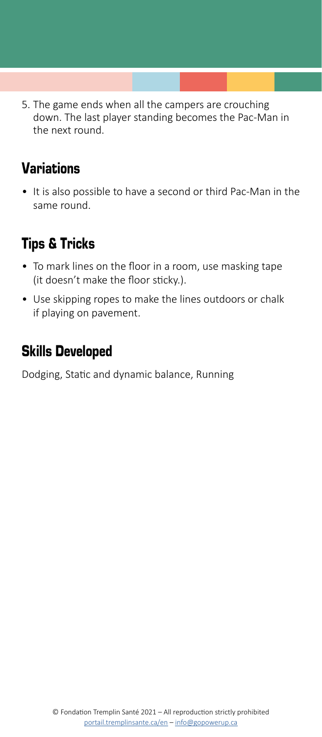5. The game ends when all the campers are crouching down. The last player standing becomes the Pac-Man in the next round.

## Variations

- It is also possible to have a second or third Pac-Man in the same round.

## Tips & Tricks

- To mark lines on the floor in a room, use masking tape (it doesn't make the floor sticky.).
- Use skipping ropes to make the lines outdoors or chalk if playing on pavement.

## Skills Developed

Dodging, Static and dynamic balance, Running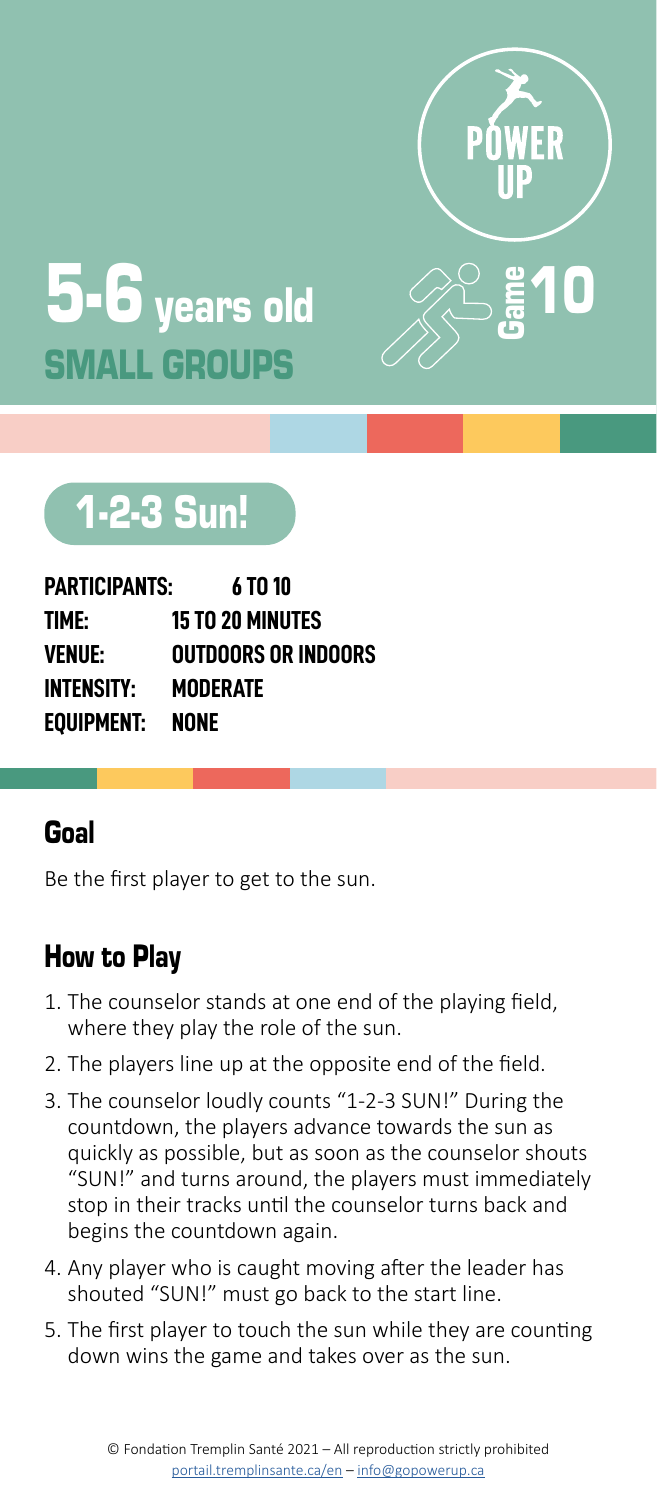# 5-6 years old
## SMALL GROUPS

POWER UP

Game 10

## 1-2-3 Sun!

**PARTICIPANTS:** 6 TO 10
**TIME:** 15 TO 20 MINUTES
**VENUE:** OUTDOORS OR INDOORS
**INTENSITY:** MODERATE
**EQUIPMENT:** NONE

### Goal

Be the first player to get to the sun.

### How to Play

1. The counselor stands at one end of the playing field, where they play the role of the sun.
2. The players line up at the opposite end of the field.
3. The counselor loudly counts "1-2-3 SUN!" During the countdown, the players advance towards the sun as quickly as possible, but as soon as the counselor shouts "SUN!" and turns around, the players must immediately stop in their tracks until the counselor turns back and begins the countdown again.
4. Any player who is caught moving after the leader has shouted "SUN!" must go back to the start line.
5. The first player to touch the sun while they are counting down wins the game and takes over as the sun.

© Fondation Tremplin Santé 2021 – All reproduction strictly prohibited
portail.tremplinsante.ca/en – info@gopowerup.ca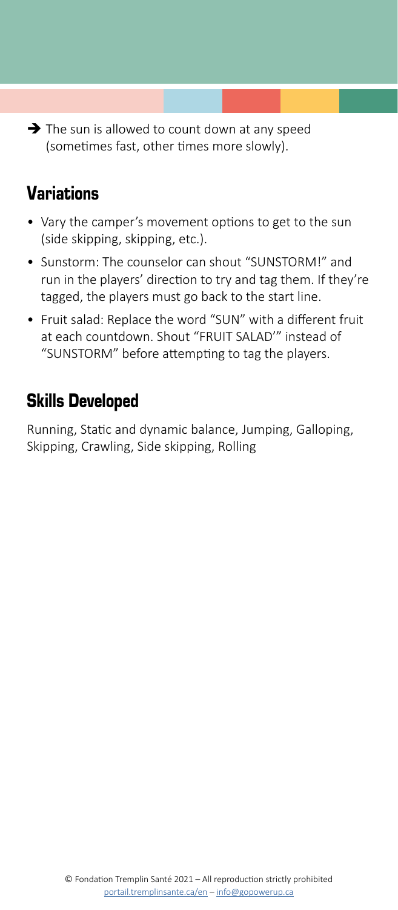➔ The sun is allowed to count down at any speed (sometimes fast, other times more slowly).

## Variations

- Vary the camper's movement options to get to the sun (side skipping, skipping, etc.).
- Sunstorm: The counselor can shout "SUNSTORM!" and run in the players' direction to try and tag them. If they're tagged, the players must go back to the start line.
- Fruit salad: Replace the word "SUN" with a different fruit at each countdown. Shout "FRUIT SALAD'" instead of "SUNSTORM" before attempting to tag the players.

## Skills Developed

Running, Static and dynamic balance, Jumping, Galloping, Skipping, Crawling, Side skipping, Rolling

© Fondation Tremplin Santé 2021 – All reproduction strictly prohibited
portail.tremplinsante.ca/en – info@gopowerup.ca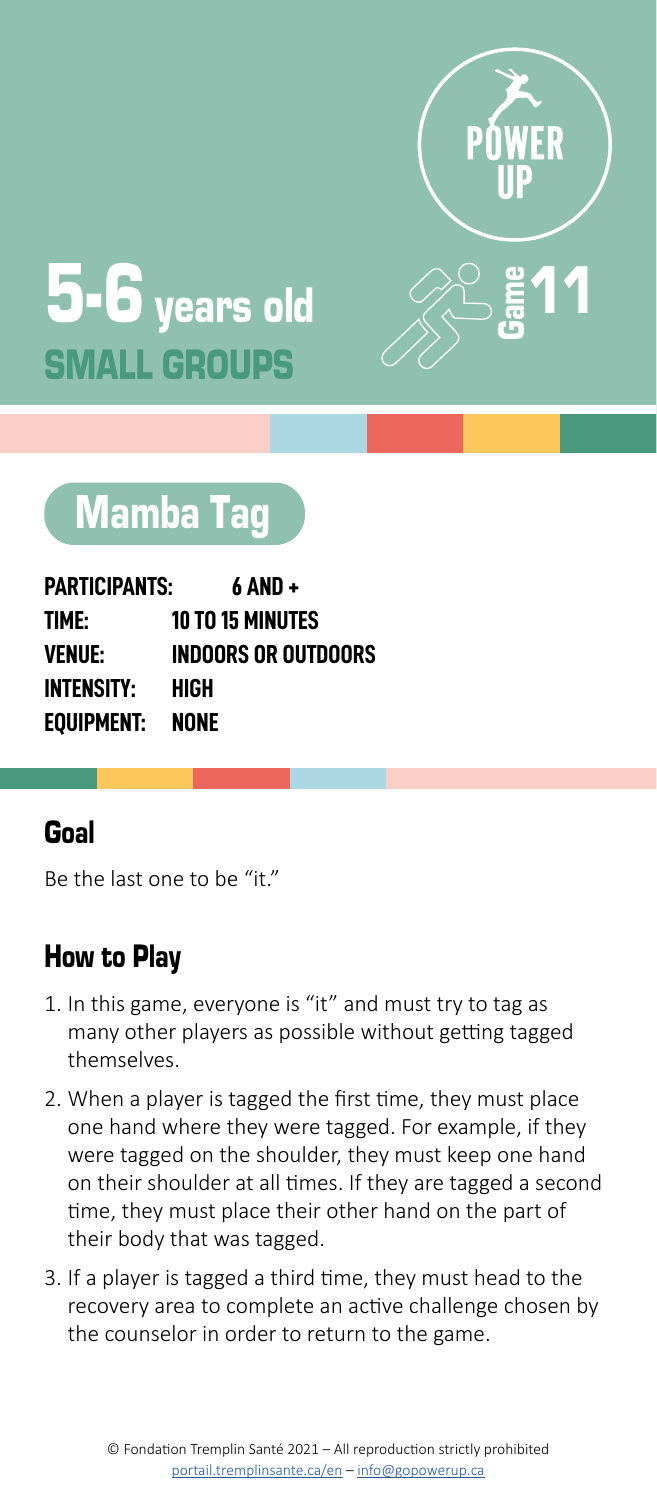POWER UP

# 5-6 years old
## SMALL GROUPS

Game 11

# Mamba Tag

**PARTICIPANTS:** 6 AND +
**TIME:** 10 TO 15 MINUTES
**VENUE:** INDOORS OR OUTDOORS
**INTENSITY:** HIGH
**EQUIPMENT:** NONE

## Goal

Be the last one to be "it."

## How to Play

1. In this game, everyone is "it" and must try to tag as many other players as possible without getting tagged themselves.
2. When a player is tagged the first time, they must place one hand where they were tagged. For example, if they were tagged on the shoulder, they must keep one hand on their shoulder at all times. If they are tagged a second time, they must place their other hand on the part of their body that was tagged.
3. If a player is tagged a third time, they must head to the recovery area to complete an active challenge chosen by the counselor in order to return to the game.

© Fondation Tremplin Santé 2021 – All reproduction strictly prohibited
portail.tremplinsante.ca/en – info@gopowerup.ca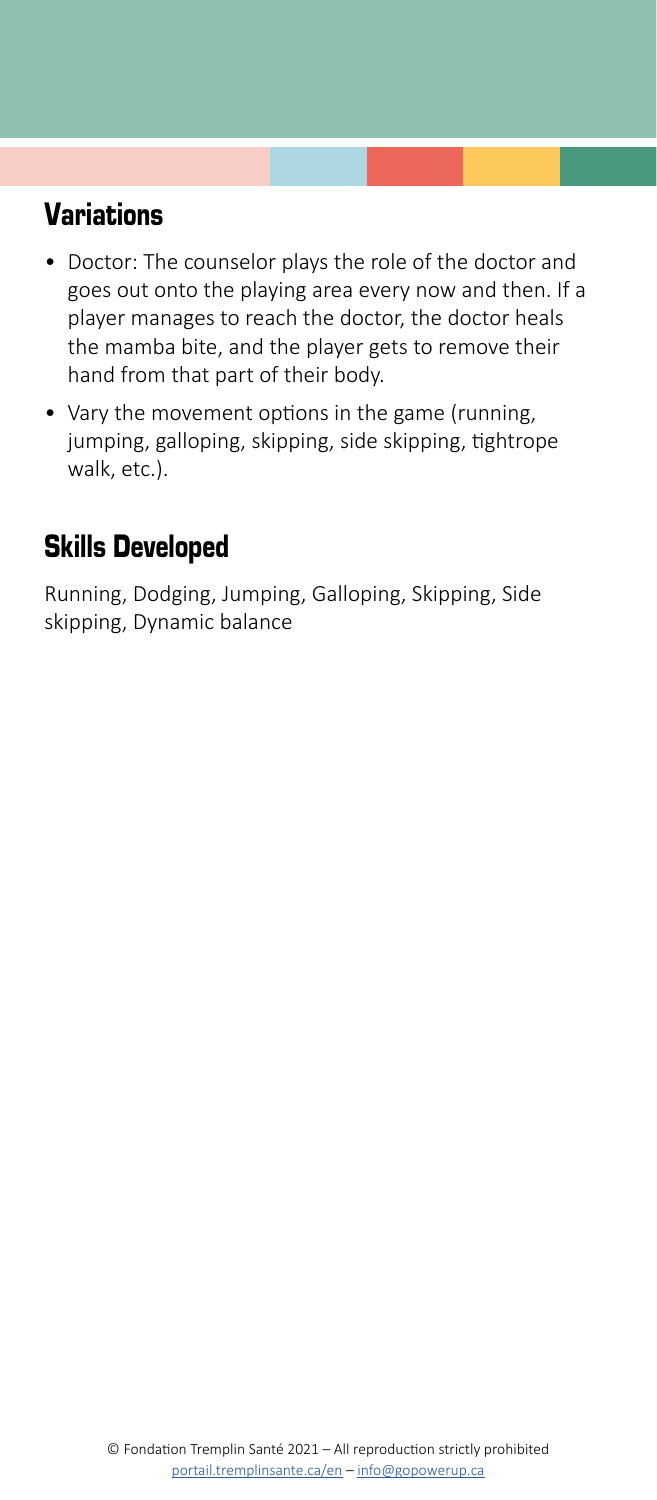## Variations

- Doctor: The counselor plays the role of the doctor and goes out onto the playing area every now and then. If a player manages to reach the doctor, the doctor heals the mamba bite, and the player gets to remove their hand from that part of their body.
- Vary the movement options in the game (running, jumping, galloping, skipping, side skipping, tightrope walk, etc.).

## Skills Developed

Running, Dodging, Jumping, Galloping, Skipping, Side skipping, Dynamic balance

© Fondation Tremplin Santé 2021 – All reproduction strictly prohibited
portail.tremplinsante.ca/en – info@gopowerup.ca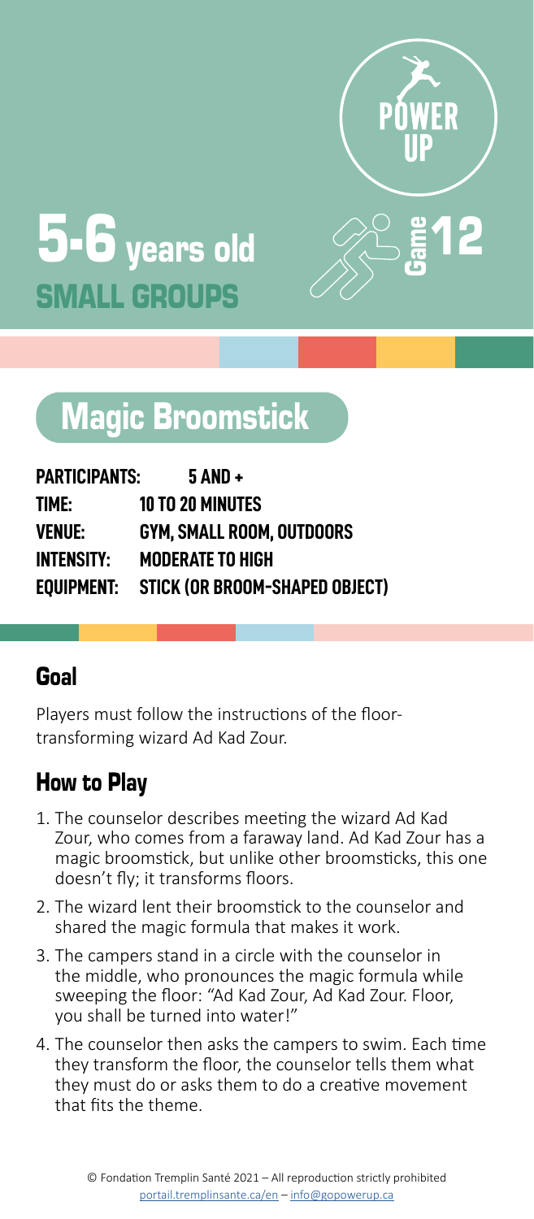# 5-6 years old
## SMALL GROUPS

POWER UP

Game 12

# Magic Broomstick

**PARTICIPANTS:** 5 AND +
**TIME:** 10 TO 20 MINUTES
**VENUE:** GYM, SMALL ROOM, OUTDOORS
**INTENSITY:** MODERATE TO HIGH
**EQUIPMENT:** STICK (OR BROOM-SHAPED OBJECT)

## Goal

Players must follow the instructions of the floor-transforming wizard Ad Kad Zour.

## How to Play

1. The counselor describes meeting the wizard Ad Kad Zour, who comes from a faraway land. Ad Kad Zour has a magic broomstick, but unlike other broomsticks, this one doesn't fly; it transforms floors.
2. The wizard lent their broomstick to the counselor and shared the magic formula that makes it work.
3. The campers stand in a circle with the counselor in the middle, who pronounces the magic formula while sweeping the floor: "Ad Kad Zour, Ad Kad Zour. Floor, you shall be turned into water!"
4. The counselor then asks the campers to swim. Each time they transform the floor, the counselor tells them what they must do or asks them to do a creative movement that fits the theme.

© Fondation Tremplin Santé 2021 – All reproduction strictly prohibited
portail.tremplinsante.ca/en – info@gopowerup.ca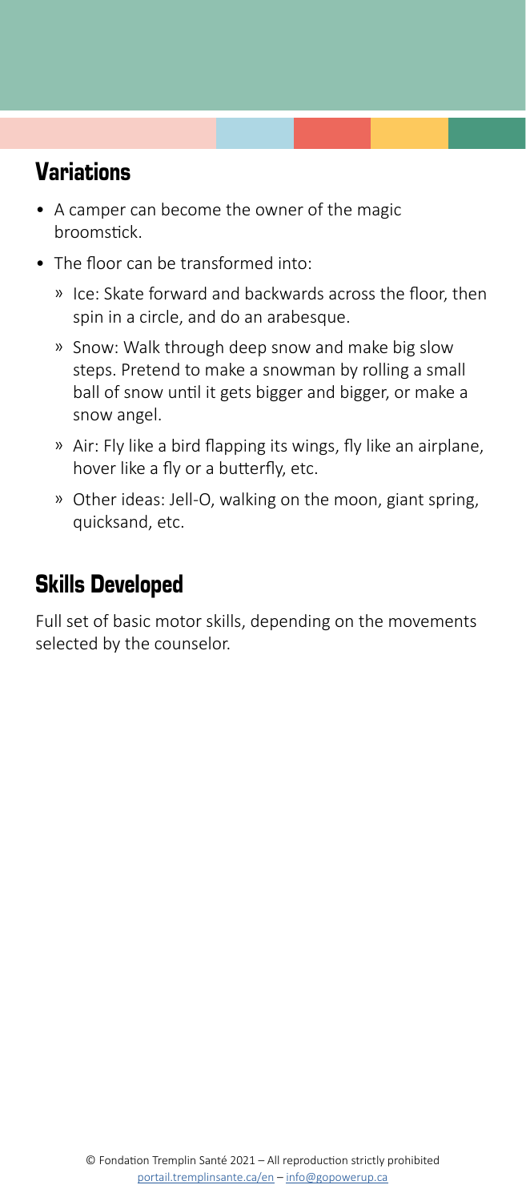## Variations

- A camper can become the owner of the magic broomstick.
- The floor can be transformed into:
  - Ice: Skate forward and backwards across the floor, then spin in a circle, and do an arabesque.
  - Snow: Walk through deep snow and make big slow steps. Pretend to make a snowman by rolling a small ball of snow until it gets bigger and bigger, or make a snow angel.
  - Air: Fly like a bird flapping its wings, fly like an airplane, hover like a fly or a butterfly, etc.
  - Other ideas: Jell-O, walking on the moon, giant spring, quicksand, etc.

## Skills Developed

Full set of basic motor skills, depending on the movements selected by the counselor.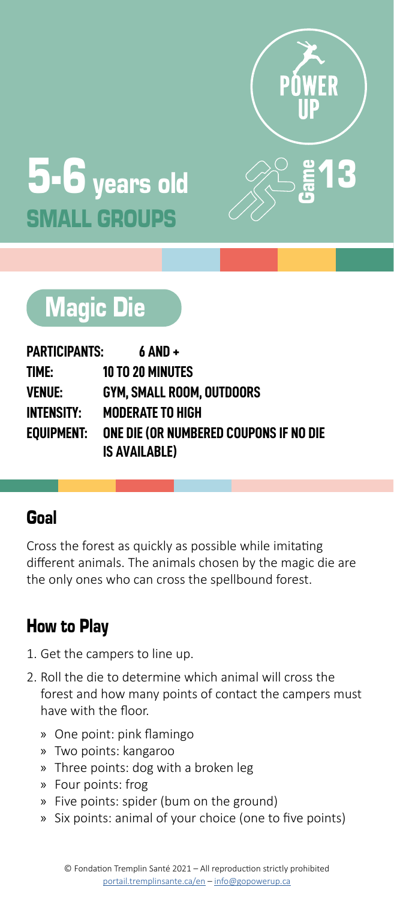POWER UP

# 5-6 years old
## SMALL GROUPS

Game 13

# Magic Die

**PARTICIPANTS:** 6 AND +
**TIME:** 10 TO 20 MINUTES
**VENUE:** GYM, SMALL ROOM, OUTDOORS
**INTENSITY:** MODERATE TO HIGH
**EQUIPMENT:** ONE DIE (OR NUMBERED COUPONS IF NO DIE IS AVAILABLE)

## Goal

Cross the forest as quickly as possible while imitating different animals. The animals chosen by the magic die are the only ones who can cross the spellbound forest.

## How to Play

1. Get the campers to line up.
2. Roll the die to determine which animal will cross the forest and how many points of contact the campers must have with the floor.
   - One point: pink flamingo
   - Two points: kangaroo
   - Three points: dog with a broken leg
   - Four points: frog
   - Five points: spider (bum on the ground)
   - Six points: animal of your choice (one to five points)

© Fondation Tremplin Santé 2021 – All reproduction strictly prohibited
portail.tremplinsante.ca/en – info@gopowerup.ca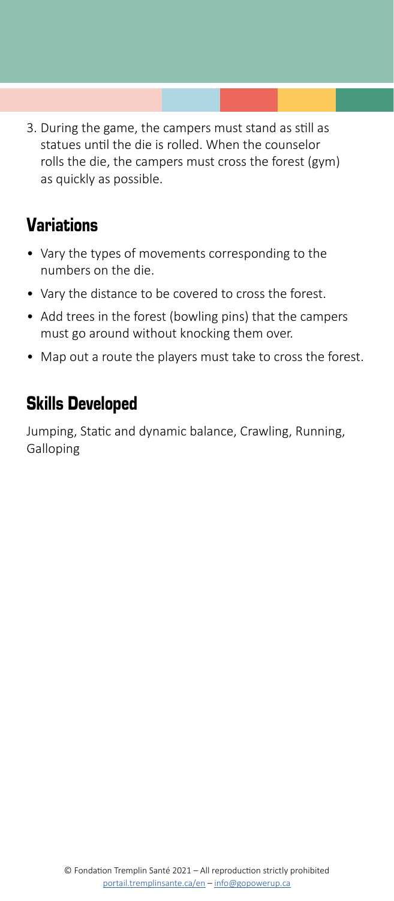3. During the game, the campers must stand as still as statues until the die is rolled. When the counselor rolls the die, the campers must cross the forest (gym) as quickly as possible.

## Variations

- Vary the types of movements corresponding to the numbers on the die.
- Vary the distance to be covered to cross the forest.
- Add trees in the forest (bowling pins) that the campers must go around without knocking them over.
- Map out a route the players must take to cross the forest.

## Skills Developed

Jumping, Static and dynamic balance, Crawling, Running, Galloping

© Fondation Tremplin Santé 2021 – All reproduction strictly prohibited
portail.tremplinsante.ca/en – info@gopowerup.ca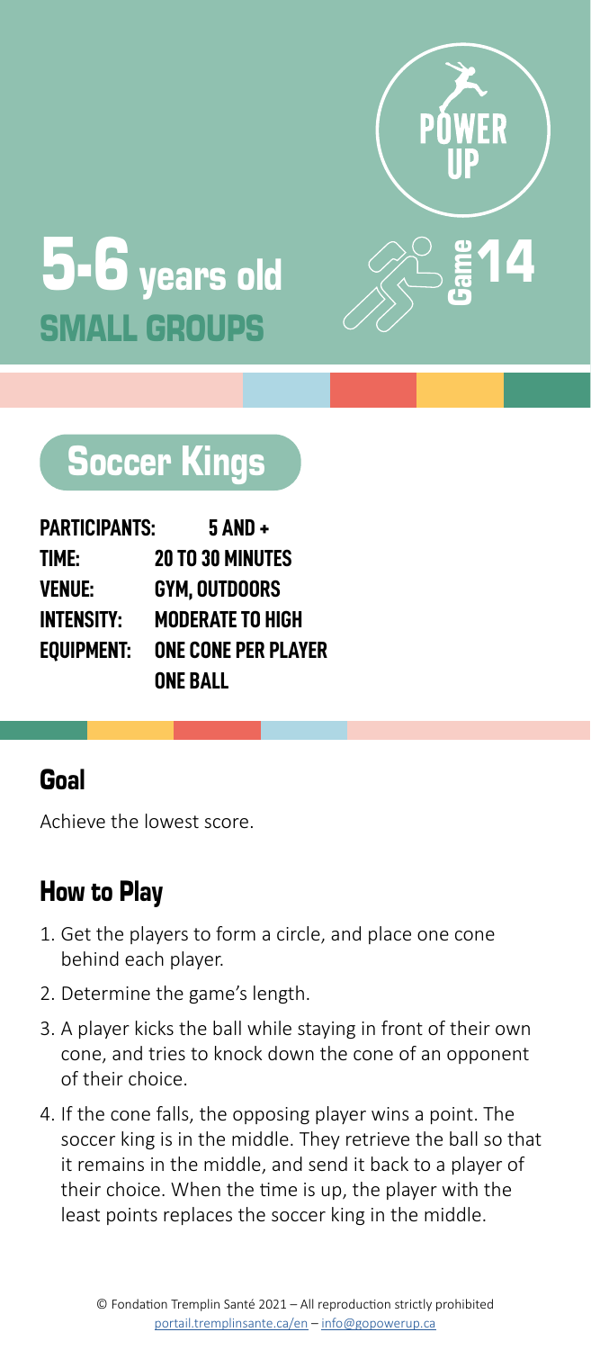# 5-6 years old
## SMALL GROUPS

POWER UP

Game 14

## Soccer Kings

**PARTICIPANTS:** 5 AND +
**TIME:** 20 TO 30 MINUTES
**VENUE:** GYM, OUTDOORS
**INTENSITY:** MODERATE TO HIGH
**EQUIPMENT:** ONE CONE PER PLAYER
ONE BALL

### Goal

Achieve the lowest score.

### How to Play

1. Get the players to form a circle, and place one cone behind each player.
2. Determine the game's length.
3. A player kicks the ball while staying in front of their own cone, and tries to knock down the cone of an opponent of their choice.
4. If the cone falls, the opposing player wins a point. The soccer king is in the middle. They retrieve the ball so that it remains in the middle, and send it back to a player of their choice. When the time is up, the player with the least points replaces the soccer king in the middle.

© Fondation Tremplin Santé 2021 – All reproduction strictly prohibited
portail.tremplinsante.ca/en – info@gopowerup.ca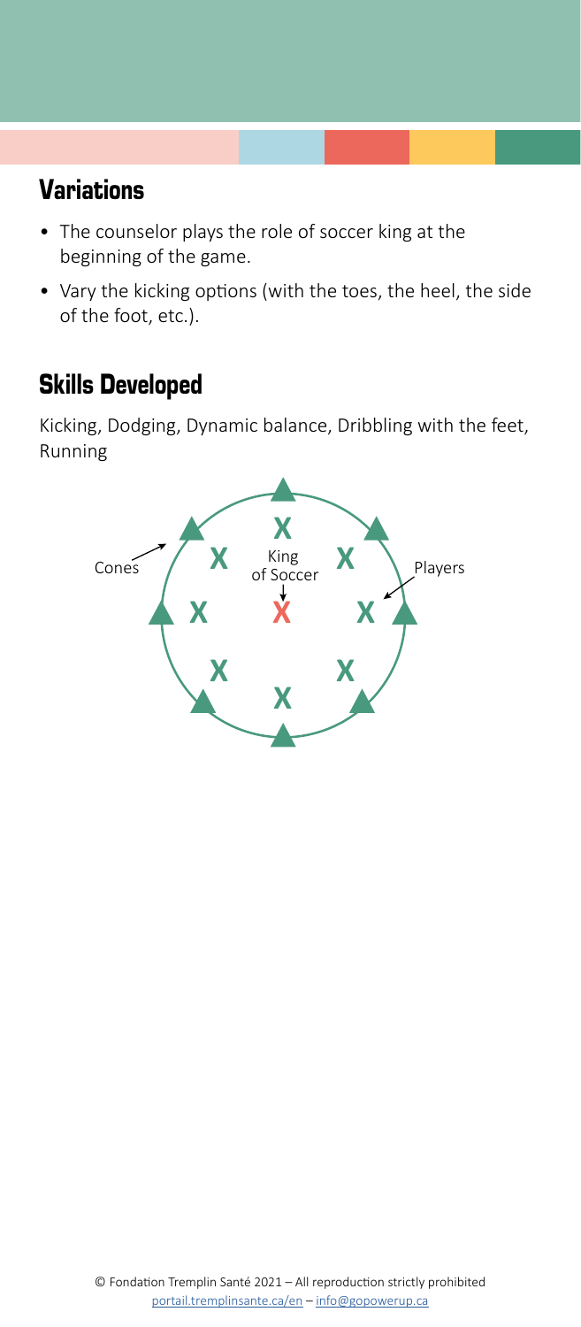## Variations

- The counselor plays the role of soccer king at the beginning of the game.
- Vary the kicking options (with the toes, the heel, the side of the foot, etc.).

## Skills Developed

Kicking, Dodging, Dynamic balance, Dribbling with the feet, Running

Cones

King of Soccer

Players